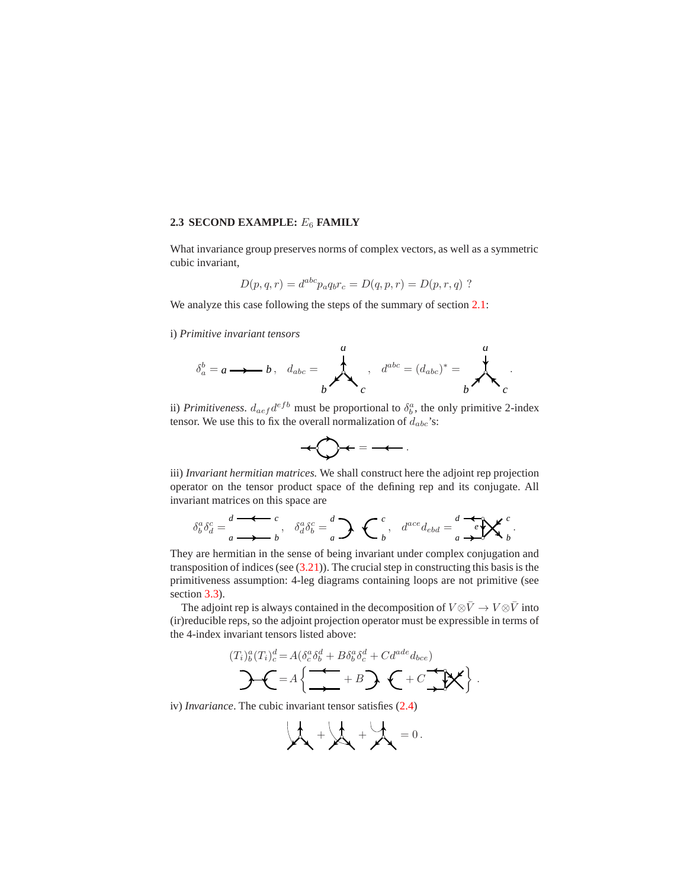### 2.3 SECOND EXAMPLE: $E_6$ FAMILY

What invariance group preserves norms of complex vectors, as well as a symmetric cubic invariant,

$$D(p, q, r) = d^{abc} p_a q_b r_c = D(q, p, r) = D(p, r, q) \ ?$$

We analyze this case following the steps of the summary of section 2.1:

i) *Primitive invariant tensors*

$$\delta_a^b = a \longrightarrow b\,, \quad d_{abc} = \quad , \quad d^{abc} = (d_{abc})^* = \quad .$$

ii) *Primitiveness*. $d_{aef} d^{efb}$ must be proportional to $\delta_b^a$, the only primitive 2-index tensor. We use this to fix the overall normalization of $d_{abc}$'s:

$$= \quad .$$

iii) *Invariant hermitian matrices.* We shall construct here the adjoint rep projection operator on the tensor product space of the defining rep and its conjugate. All invariant matrices on this space are

$$\delta_b^a \delta_d^c = \,, \quad \delta_d^a \delta_b^c = \,, \quad d^{ace} d_{ebd} = \,.$$

They are hermitian in the sense of being invariant under complex conjugation and transposition of indices (see (3.21)). The crucial step in constructing this basis is the primitiveness assumption: 4-leg diagrams containing loops are not primitive (see section 3.3).

The adjoint rep is always contained in the decomposition of $V \otimes \bar{V} \to V \otimes \bar{V}$ into (ir)reducible reps, so the adjoint projection operator must be expressible in terms of the 4-index invariant tensors listed above:

$$(T_i)_b^a (T_i)_c^d = A(\delta_c^a \delta_b^d + B \delta_b^a \delta_c^d + C d^{ade} d_{bce})$$

$$= A\left\{ \quad + B \quad + C \quad \right\} .$$

iv) *Invariance*. The cubic invariant tensor satisfies (2.4)

$$+ \quad + \quad = 0\,.$$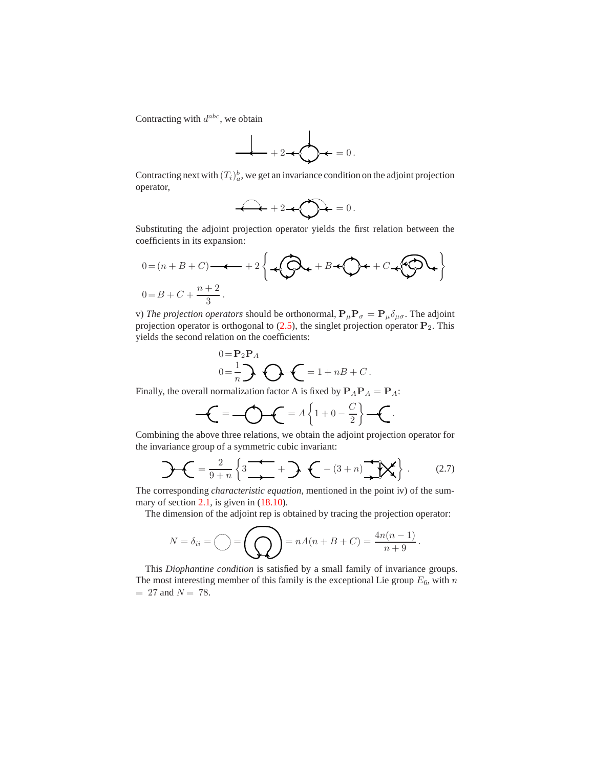Contracting with $d^{abc}$, we obtain

$$+ 2 \qquad = 0\,.$$

Contracting next with $(T_i)_a^b$, we get an invariance condition on the adjoint projection operator,

$$+ 2 \qquad = 0\,.$$

Substituting the adjoint projection operator yields the first relation between the coefficients in its expansion:

$$0 = (n + B + C) \qquad + 2 \left\{ \qquad + B \qquad + C \qquad \right\}$$

$$0 = B + C + \frac{n+2}{3}\,.$$

v) *The projection operators* should be orthonormal, $\mathbf{P}_\mu \mathbf{P}_\sigma = \mathbf{P}_\mu \delta_{\mu\sigma}$. The adjoint projection operator is orthogonal to (2.5), the singlet projection operator $\mathbf{P}_2$. This yields the second relation on the coefficients:

$$0 = \mathbf{P}_2 \mathbf{P}_A$$

$$0 = \frac{1}{n} \qquad = 1 + nB + C\,.$$

Finally, the overall normalization factor A is fixed by $\mathbf{P}_A \mathbf{P}_A = \mathbf{P}_A$:

$$= \qquad = A \left\{ 1 + 0 - \frac{C}{2} \right\} \qquad .$$

Combining the above three relations, we obtain the adjoint projection operator for the invariance group of a symmetric cubic invariant:

$$= \frac{2}{9+n} \left\{ 3 \qquad + \qquad - (3+n) \qquad \right\}. \tag{2.7}$$

The corresponding *characteristic equation*, mentioned in the point iv) of the summary of section 2.1, is given in (18.10).

The dimension of the adjoint rep is obtained by tracing the projection operator:

$$N = \delta_{ii} = \qquad = \qquad = nA(n + B + C) = \frac{4n(n-1)}{n+9}\,.$$

This *Diophantine condition* is satisfied by a small family of invariance groups. The most interesting member of this family is the exceptional Lie group $E_6$, with $n = 27$ and $N = 78$.